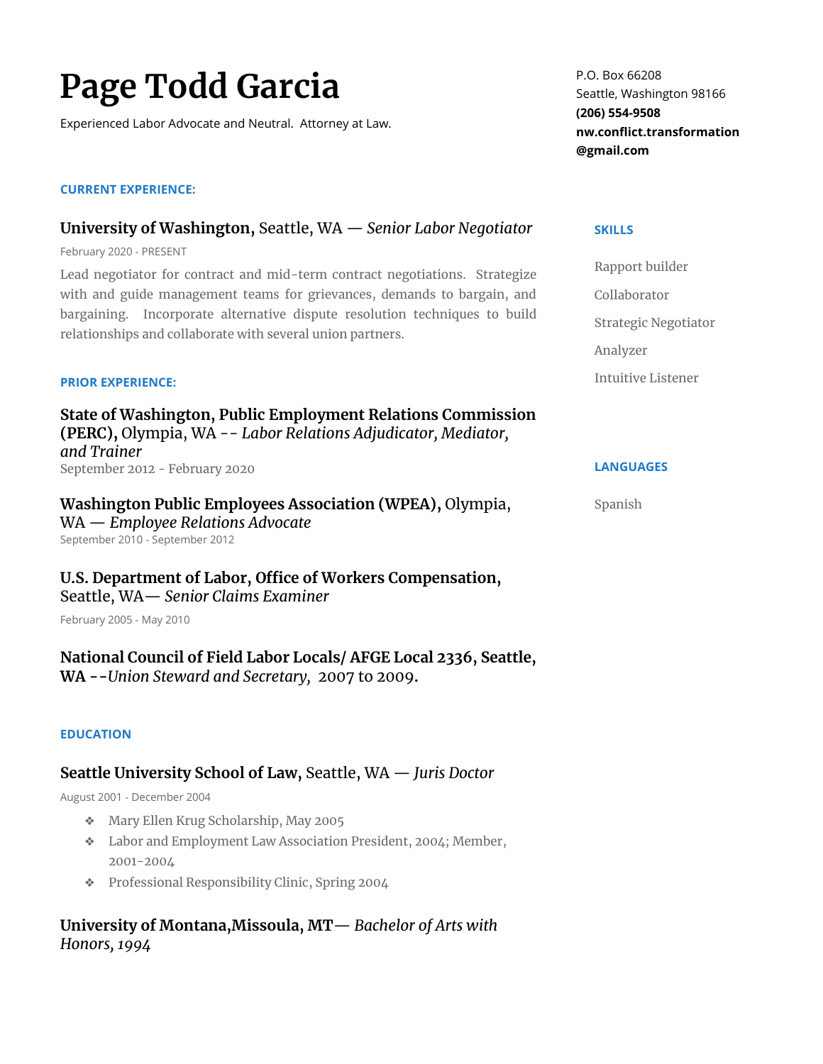# Page Todd Garcia

Experienced Labor Advocate and Neutral.  Attorney at Law.

P.O. Box 66208
Seattle, Washington 98166
**(206) 554-9508**
**nw.conflict.transformation@gmail.com**

## CURRENT EXPERIENCE:

### **University of Washington,** Seattle, WA — *Senior Labor Negotiator*

February 2020 - PRESENT

Lead negotiator for contract and mid-term contract negotiations.  Strategize with and guide management teams for grievances, demands to bargain, and bargaining.  Incorporate alternative dispute resolution techniques to build relationships and collaborate with several union partners.

## PRIOR EXPERIENCE:

### **State of Washington, Public Employment Relations Commission (PERC),** Olympia, WA -- *Labor Relations Adjudicator, Mediator, and Trainer*

September 2012 - February 2020

### **Washington Public Employees Association (WPEA),** Olympia, WA — *Employee Relations Advocate*

September 2010 - September 2012

### **U.S. Department of Labor, Office of Workers Compensation,** Seattle, WA— *Senior Claims Examiner*

February 2005 - May 2010

### **National Council of Field Labor Locals/ AFGE Local 2336, Seattle, WA --***Union Steward and Secretary,* 2007 to 2009.

## EDUCATION

### **Seattle University School of Law,** Seattle, WA — *Juris Doctor*

August 2001 - December 2004

- Mary Ellen Krug Scholarship, May 2005
- Labor and Employment Law Association President, 2004; Member, 2001-2004
- Professional Responsibility Clinic, Spring 2004

### **University of Montana,Missoula, MT**— *Bachelor of Arts with Honors, 1994*

## SKILLS

Rapport builder

Collaborator

Strategic Negotiator

Analyzer

Intuitive Listener

## LANGUAGES

Spanish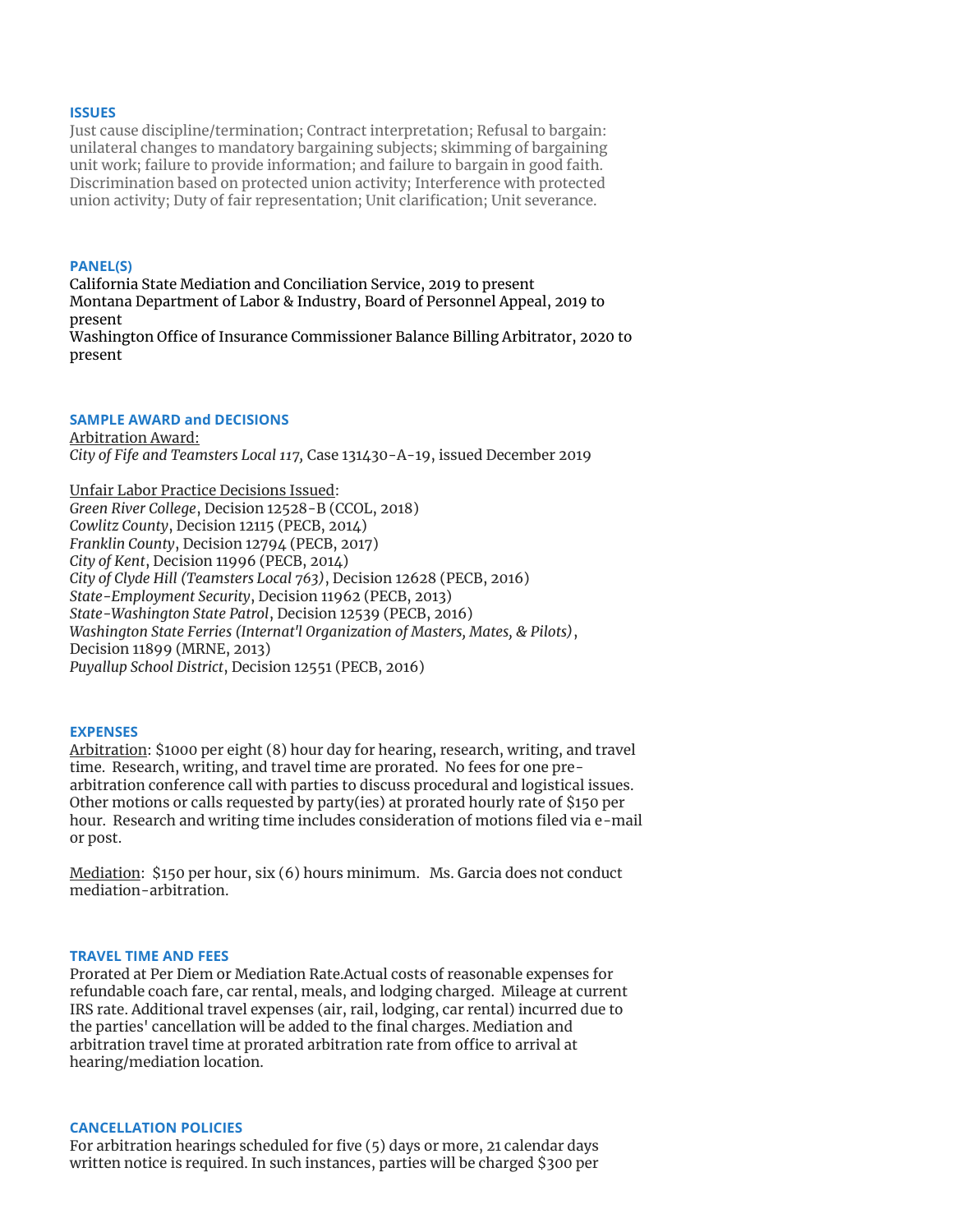## ISSUES

Just cause discipline/termination; Contract interpretation; Refusal to bargain: unilateral changes to mandatory bargaining subjects; skimming of bargaining unit work; failure to provide information; and failure to bargain in good faith. Discrimination based on protected union activity; Interference with protected union activity; Duty of fair representation; Unit clarification; Unit severance.

## PANEL(S)

California State Mediation and Conciliation Service, 2019 to present
Montana Department of Labor & Industry, Board of Personnel Appeal, 2019 to present
Washington Office of Insurance Commissioner Balance Billing Arbitrator, 2020 to present

## SAMPLE AWARD and DECISIONS

Arbitration Award:
*City of Fife and Teamsters Local 117,* Case 131430-A-19, issued December 2019

Unfair Labor Practice Decisions Issued:
*Green River College*, Decision 12528-B (CCOL, 2018)
*Cowlitz County*, Decision 12115 (PECB, 2014)
*Franklin County*, Decision 12794 (PECB, 2017)
*City of Kent*, Decision 11996 (PECB, 2014)
*City of Clyde Hill (Teamsters Local 763)*, Decision 12628 (PECB, 2016)
*State-Employment Security*, Decision 11962 (PECB, 2013)
*State-Washington State Patrol*, Decision 12539 (PECB, 2016)
*Washington State Ferries (Internat'l Organization of Masters, Mates, & Pilots)*, Decision 11899 (MRNE, 2013)
*Puyallup School District*, Decision 12551 (PECB, 2016)

## EXPENSES

Arbitration: $1000 per eight (8) hour day for hearing, research, writing, and travel time. Research, writing, and travel time are prorated. No fees for one pre-arbitration conference call with parties to discuss procedural and logistical issues. Other motions or calls requested by party(ies) at prorated hourly rate of $150 per hour. Research and writing time includes consideration of motions filed via e-mail or post.

Mediation: $150 per hour, six (6) hours minimum. Ms. Garcia does not conduct mediation-arbitration.

## TRAVEL TIME AND FEES

Prorated at Per Diem or Mediation Rate.Actual costs of reasonable expenses for refundable coach fare, car rental, meals, and lodging charged. Mileage at current IRS rate. Additional travel expenses (air, rail, lodging, car rental) incurred due to the parties' cancellation will be added to the final charges. Mediation and arbitration travel time at prorated arbitration rate from office to arrival at hearing/mediation location.

## CANCELLATION POLICIES

For arbitration hearings scheduled for five (5) days or more, 21 calendar days written notice is required. In such instances, parties will be charged $300 per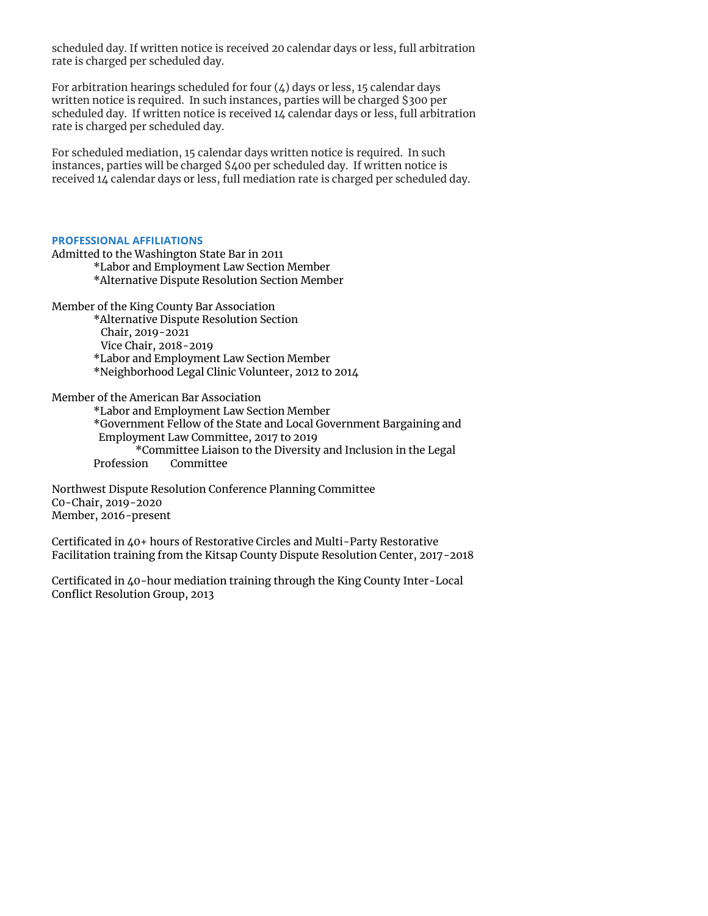scheduled day. If written notice is received 20 calendar days or less, full arbitration rate is charged per scheduled day.

For arbitration hearings scheduled for four (4) days or less, 15 calendar days written notice is required. In such instances, parties will be charged $300 per scheduled day. If written notice is received 14 calendar days or less, full arbitration rate is charged per scheduled day.

For scheduled mediation, 15 calendar days written notice is required. In such instances, parties will be charged $400 per scheduled day. If written notice is received 14 calendar days or less, full mediation rate is charged per scheduled day.

## PROFESSIONAL AFFILIATIONS

Admitted to the Washington State Bar in 2011

- *Labor and Employment Law Section Member
- *Alternative Dispute Resolution Section Member

Member of the King County Bar Association

- *Alternative Dispute Resolution Section
  - Chair, 2019-2021
  - Vice Chair, 2018-2019
- *Labor and Employment Law Section Member
- *Neighborhood Legal Clinic Volunteer, 2012 to 2014

Member of the American Bar Association

- *Labor and Employment Law Section Member
- *Government Fellow of the State and Local Government Bargaining and Employment Law Committee, 2017 to 2019
  - *Committee Liaison to the Diversity and Inclusion in the Legal Profession Committee

Northwest Dispute Resolution Conference Planning Committee
C0-Chair, 2019-2020
Member, 2016-present

Certificated in 40+ hours of Restorative Circles and Multi-Party Restorative Facilitation training from the Kitsap County Dispute Resolution Center, 2017-2018

Certificated in 40-hour mediation training through the King County Inter-Local Conflict Resolution Group, 2013